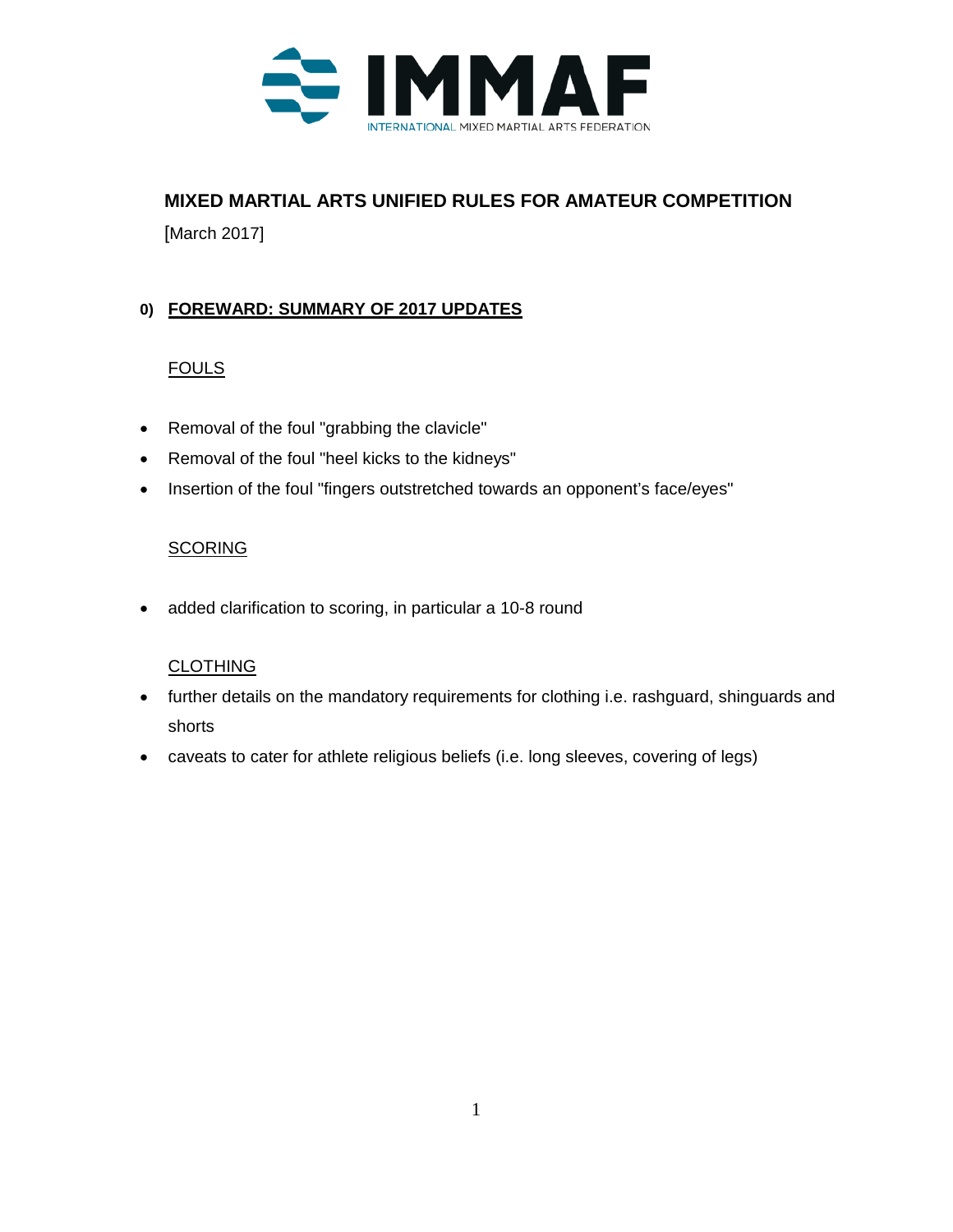# MIXED MARTIAL ARTS UNIFIED RULES FOR AMATEUR COMPETITION

[March 2017]

## 0) FOREWARD: SUMMARY OF 2017 UPDATES

### FOULS

- Removal of the foul "grabbing the clavicle"
- Removal of the foul "heel kicks to the kidneys"
- Insertion of the foul "fingers outstretched towards an opponent's face/eyes"

### SCORING

- added clarification to scoring, in particular a 10-8 round

### CLOTHING

- further details on the mandatory requirements for clothing i.e. rashguard, shinguards and shorts
- caveats to cater for athlete religious beliefs (i.e. long sleeves, covering of legs)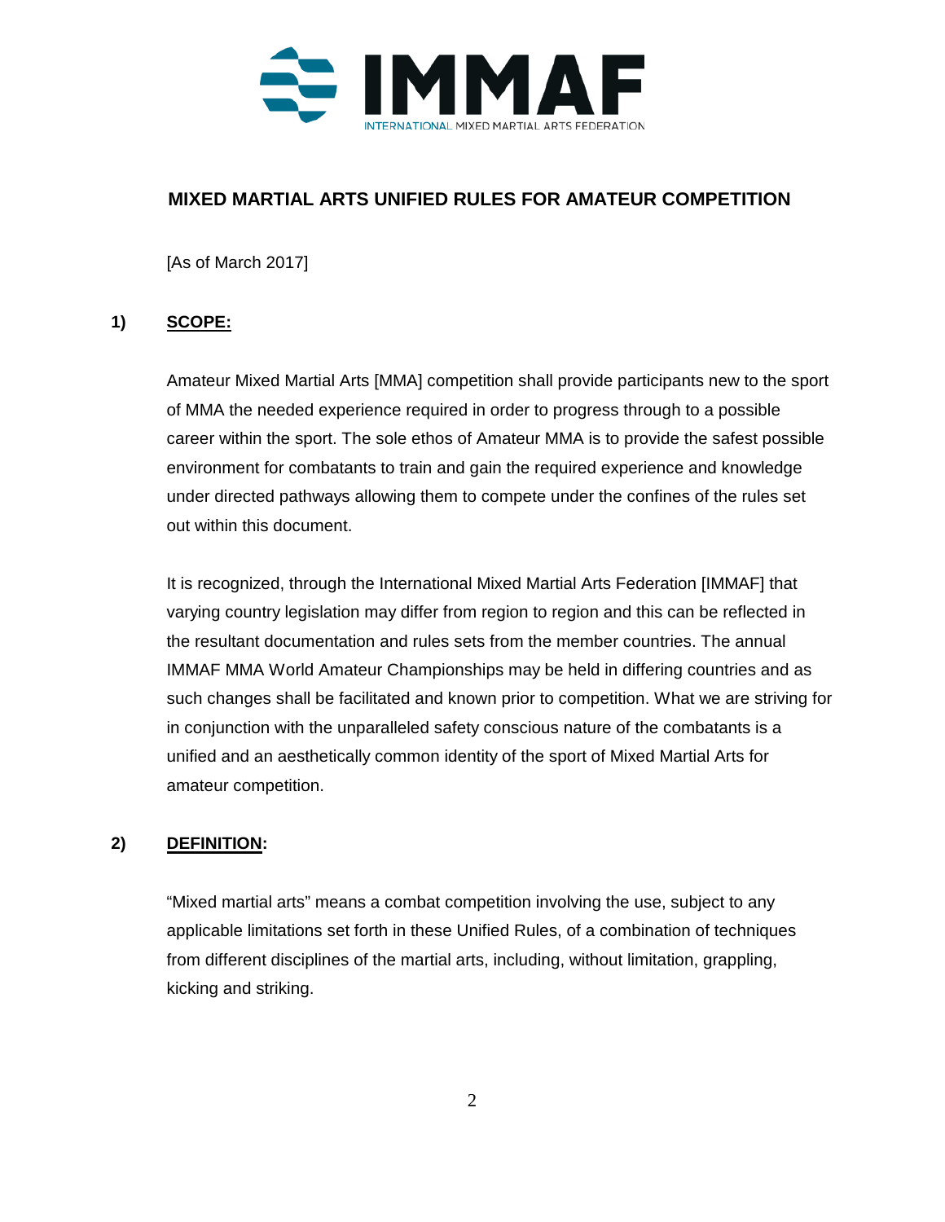# MIXED MARTIAL ARTS UNIFIED RULES FOR AMATEUR COMPETITION

[As of March 2017]

## 1) SCOPE:

Amateur Mixed Martial Arts [MMA] competition shall provide participants new to the sport of MMA the needed experience required in order to progress through to a possible career within the sport. The sole ethos of Amateur MMA is to provide the safest possible environment for combatants to train and gain the required experience and knowledge under directed pathways allowing them to compete under the confines of the rules set out within this document.

It is recognized, through the International Mixed Martial Arts Federation [IMMAF] that varying country legislation may differ from region to region and this can be reflected in the resultant documentation and rules sets from the member countries. The annual IMMAF MMA World Amateur Championships may be held in differing countries and as such changes shall be facilitated and known prior to competition. What we are striving for in conjunction with the unparalleled safety conscious nature of the combatants is a unified and an aesthetically common identity of the sport of Mixed Martial Arts for amateur competition.

## 2) DEFINITION:

"Mixed martial arts" means a combat competition involving the use, subject to any applicable limitations set forth in these Unified Rules, of a combination of techniques from different disciplines of the martial arts, including, without limitation, grappling, kicking and striking.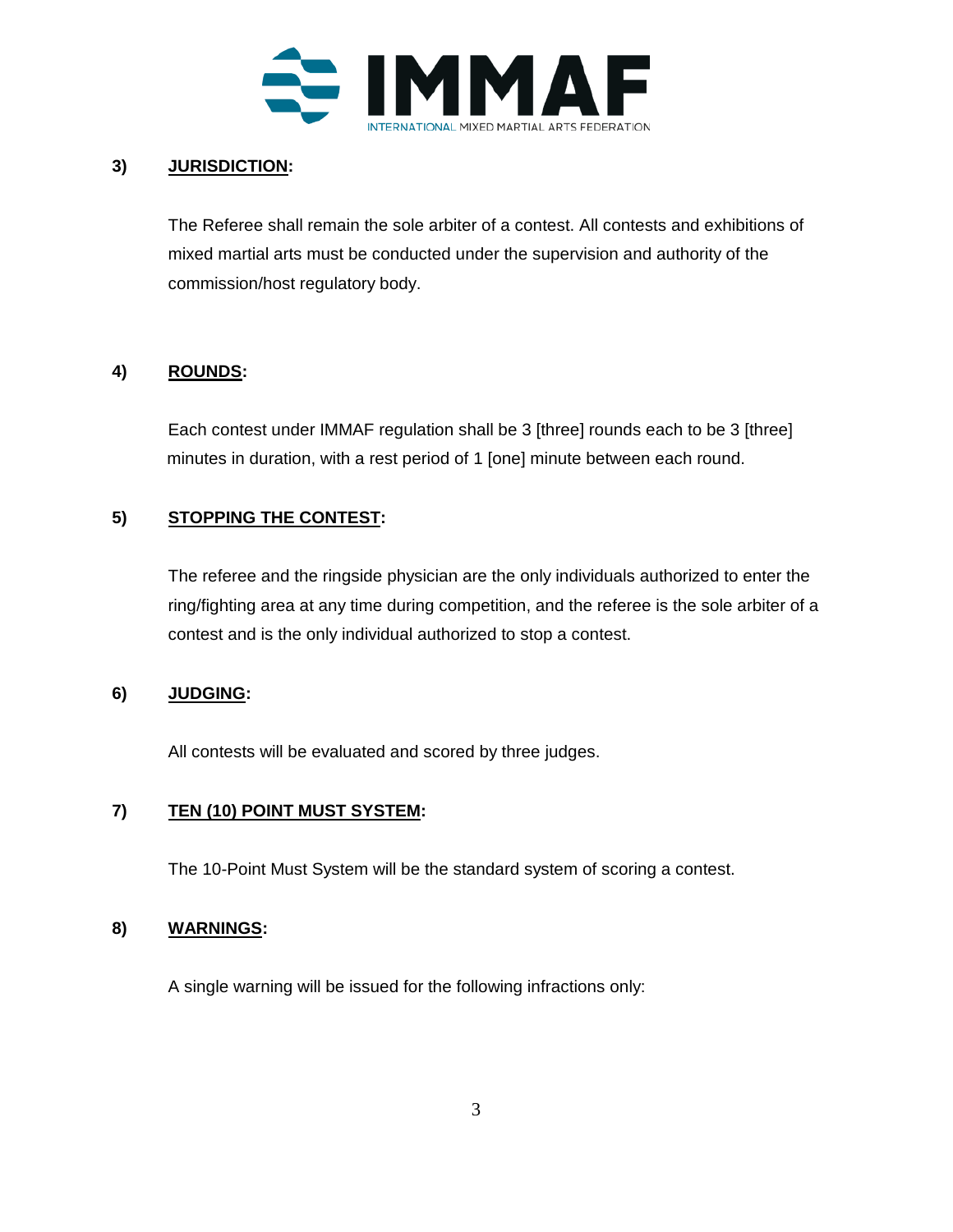## 3) JURISDICTION:

The Referee shall remain the sole arbiter of a contest. All contests and exhibitions of mixed martial arts must be conducted under the supervision and authority of the commission/host regulatory body.

## 4) ROUNDS:

Each contest under IMMAF regulation shall be 3 [three] rounds each to be 3 [three] minutes in duration, with a rest period of 1 [one] minute between each round.

## 5) STOPPING THE CONTEST:

The referee and the ringside physician are the only individuals authorized to enter the ring/fighting area at any time during competition, and the referee is the sole arbiter of a contest and is the only individual authorized to stop a contest.

## 6) JUDGING:

All contests will be evaluated and scored by three judges.

## 7) TEN (10) POINT MUST SYSTEM:

The 10-Point Must System will be the standard system of scoring a contest.

## 8) WARNINGS:

A single warning will be issued for the following infractions only: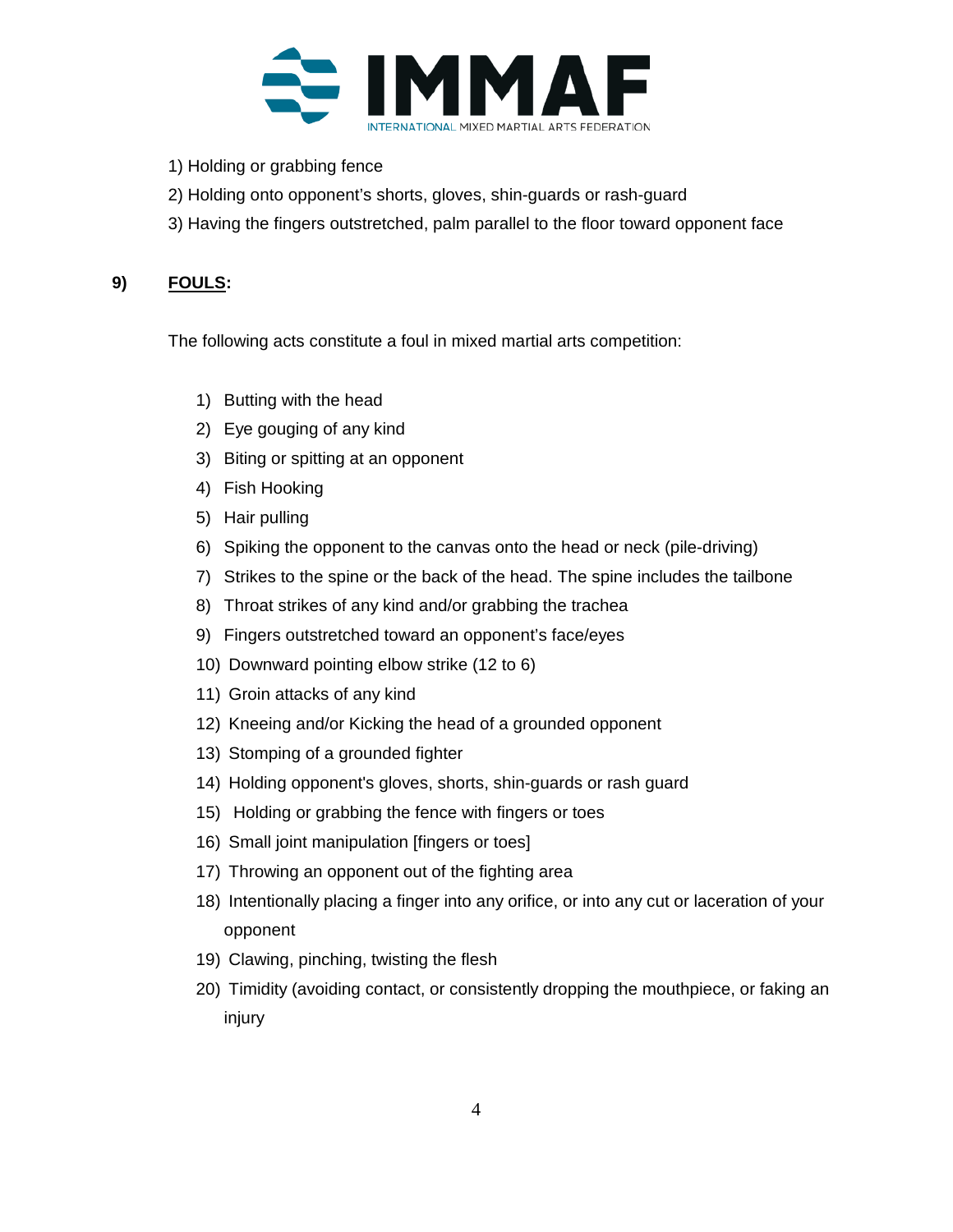1) Holding or grabbing fence

2) Holding onto opponent's shorts, gloves, shin-guards or rash-guard

3) Having the fingers outstretched, palm parallel to the floor toward opponent face

## 9) FOULS:

The following acts constitute a foul in mixed martial arts competition:

1) Butting with the head
2) Eye gouging of any kind
3) Biting or spitting at an opponent
4) Fish Hooking
5) Hair pulling
6) Spiking the opponent to the canvas onto the head or neck (pile-driving)
7) Strikes to the spine or the back of the head. The spine includes the tailbone
8) Throat strikes of any kind and/or grabbing the trachea
9) Fingers outstretched toward an opponent's face/eyes
10) Downward pointing elbow strike (12 to 6)
11) Groin attacks of any kind
12) Kneeing and/or Kicking the head of a grounded opponent
13) Stomping of a grounded fighter
14) Holding opponent's gloves, shorts, shin-guards or rash guard
15) Holding or grabbing the fence with fingers or toes
16) Small joint manipulation [fingers or toes]
17) Throwing an opponent out of the fighting area
18) Intentionally placing a finger into any orifice, or into any cut or laceration of your opponent
19) Clawing, pinching, twisting the flesh
20) Timidity (avoiding contact, or consistently dropping the mouthpiece, or faking an injury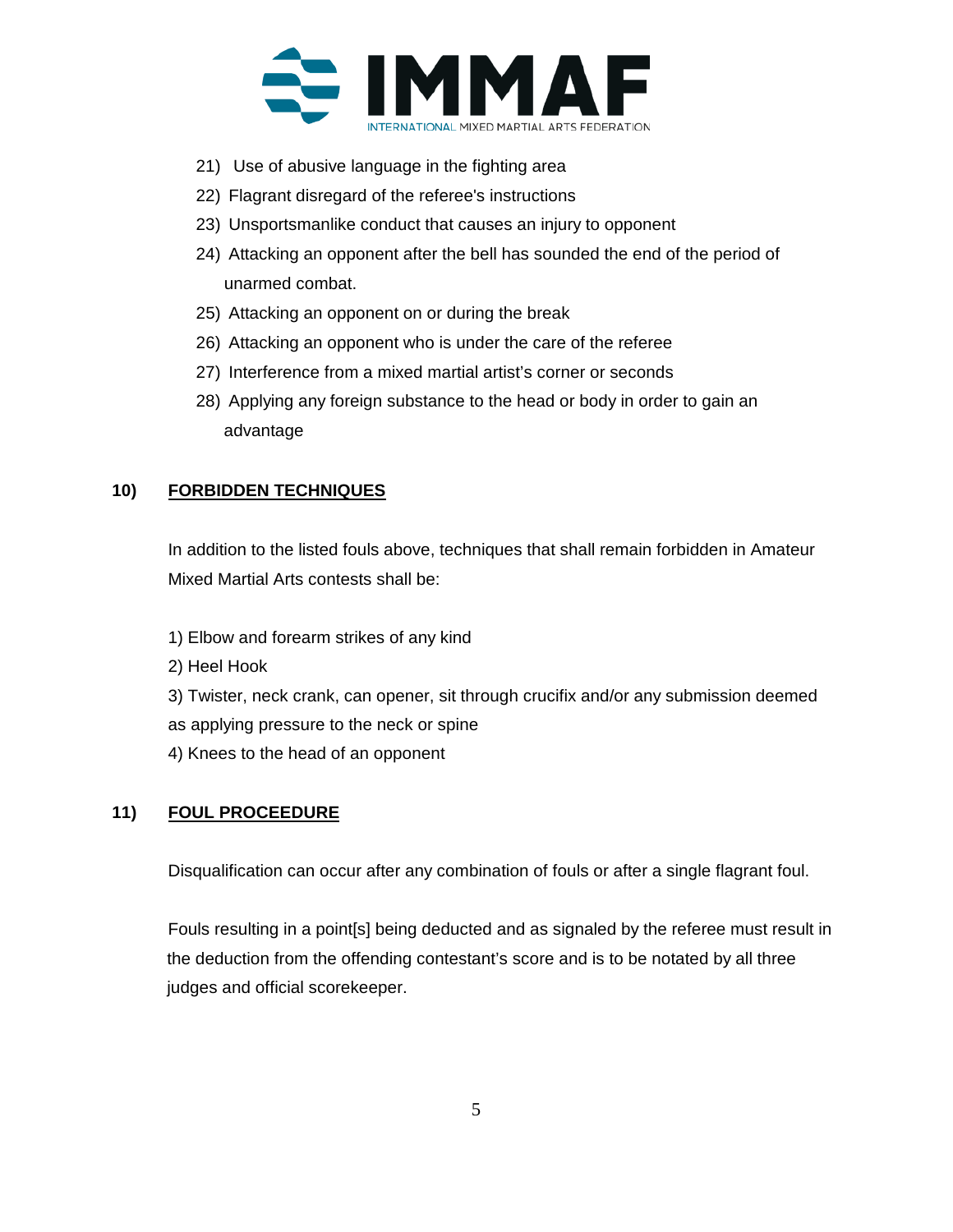21) Use of abusive language in the fighting area

22) Flagrant disregard of the referee's instructions

23) Unsportsmanlike conduct that causes an injury to opponent

24) Attacking an opponent after the bell has sounded the end of the period of unarmed combat.

25) Attacking an opponent on or during the break

26) Attacking an opponent who is under the care of the referee

27) Interference from a mixed martial artist's corner or seconds

28) Applying any foreign substance to the head or body in order to gain an advantage

## 10) FORBIDDEN TECHNIQUES

In addition to the listed fouls above, techniques that shall remain forbidden in Amateur Mixed Martial Arts contests shall be:

1) Elbow and forearm strikes of any kind

2) Heel Hook

3) Twister, neck crank, can opener, sit through crucifix and/or any submission deemed as applying pressure to the neck or spine

4) Knees to the head of an opponent

## 11) FOUL PROCEEDURE

Disqualification can occur after any combination of fouls or after a single flagrant foul.

Fouls resulting in a point[s] being deducted and as signaled by the referee must result in the deduction from the offending contestant's score and is to be notated by all three judges and official scorekeeper.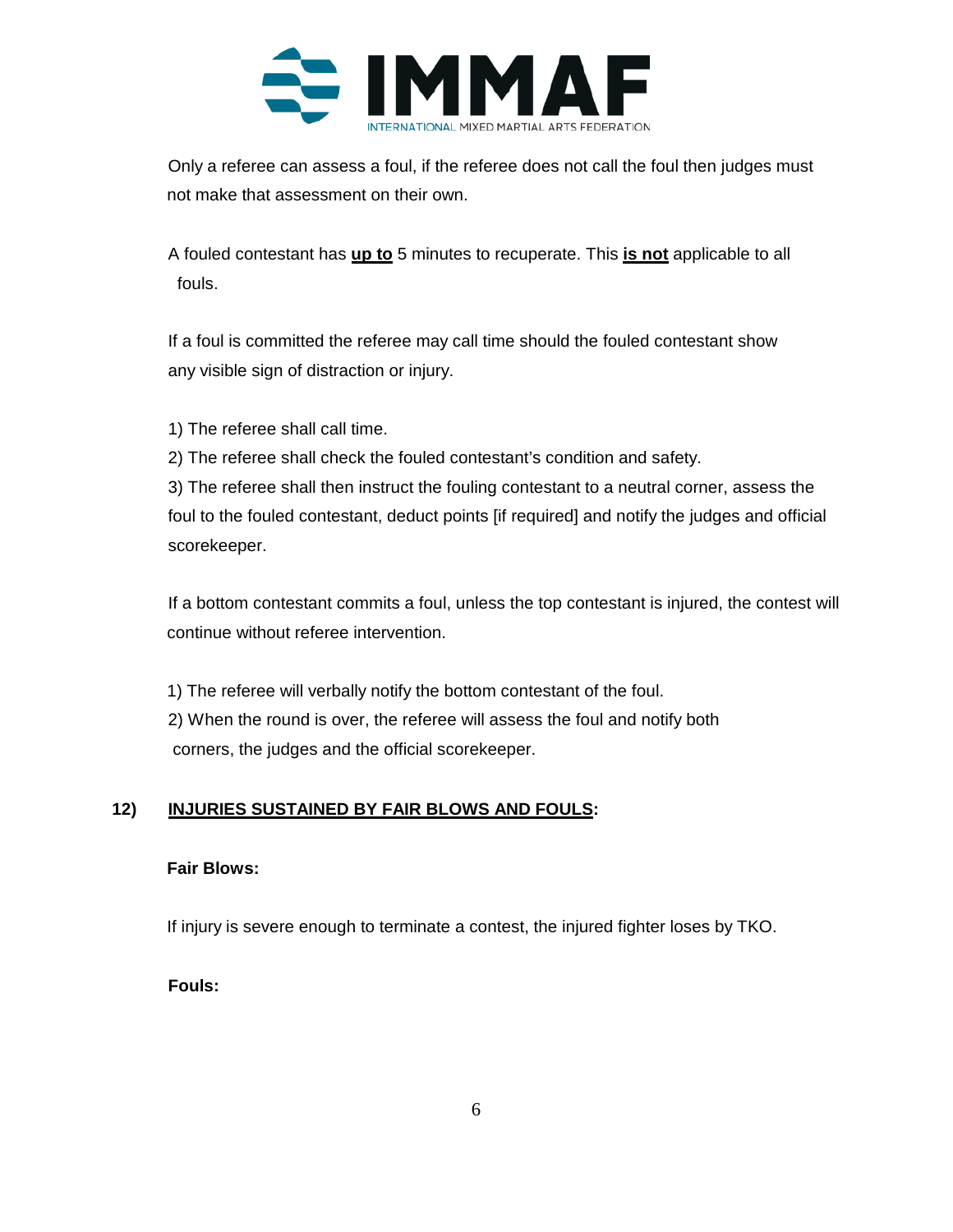Only a referee can assess a foul, if the referee does not call the foul then judges must not make that assessment on their own.

A fouled contestant has **up to** 5 minutes to recuperate. This **is not** applicable to all fouls.

If a foul is committed the referee may call time should the fouled contestant show any visible sign of distraction or injury.

1) The referee shall call time.
2) The referee shall check the fouled contestant's condition and safety.
3) The referee shall then instruct the fouling contestant to a neutral corner, assess the foul to the fouled contestant, deduct points [if required] and notify the judges and official scorekeeper.

If a bottom contestant commits a foul, unless the top contestant is injured, the contest will continue without referee intervention.

1) The referee will verbally notify the bottom contestant of the foul.
2) When the round is over, the referee will assess the foul and notify both corners, the judges and the official scorekeeper.

## 12) INJURIES SUSTAINED BY FAIR BLOWS AND FOULS:

**Fair Blows:**

If injury is severe enough to terminate a contest, the injured fighter loses by TKO.

**Fouls:**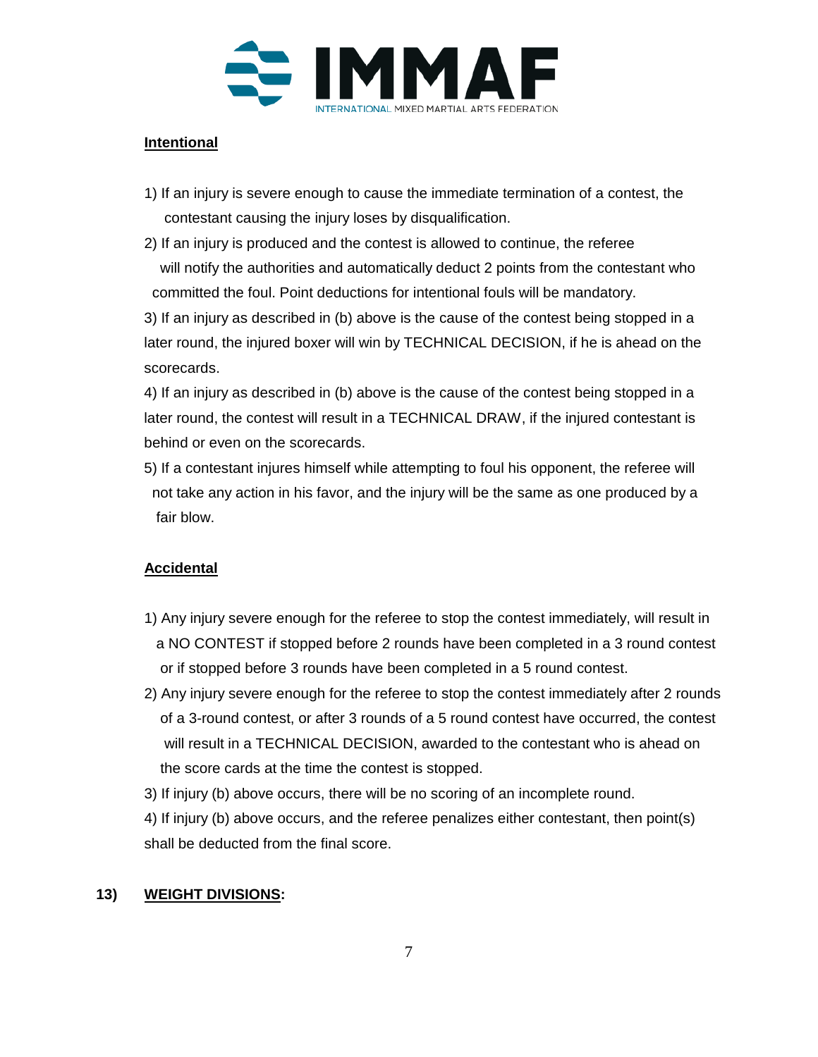**Intentional**

1) If an injury is severe enough to cause the immediate termination of a contest, the contestant causing the injury loses by disqualification.
2) If an injury is produced and the contest is allowed to continue, the referee will notify the authorities and automatically deduct 2 points from the contestant who committed the foul. Point deductions for intentional fouls will be mandatory.
3) If an injury as described in (b) above is the cause of the contest being stopped in a later round, the injured boxer will win by TECHNICAL DECISION, if he is ahead on the scorecards.
4) If an injury as described in (b) above is the cause of the contest being stopped in a later round, the contest will result in a TECHNICAL DRAW, if the injured contestant is behind or even on the scorecards.
5) If a contestant injures himself while attempting to foul his opponent, the referee will not take any action in his favor, and the injury will be the same as one produced by a fair blow.

**Accidental**

1) Any injury severe enough for the referee to stop the contest immediately, will result in a NO CONTEST if stopped before 2 rounds have been completed in a 3 round contest or if stopped before 3 rounds have been completed in a 5 round contest.
2) Any injury severe enough for the referee to stop the contest immediately after 2 rounds of a 3-round contest, or after 3 rounds of a 5 round contest have occurred, the contest will result in a TECHNICAL DECISION, awarded to the contestant who is ahead on the score cards at the time the contest is stopped.
3) If injury (b) above occurs, there will be no scoring of an incomplete round.
4) If injury (b) above occurs, and the referee penalizes either contestant, then point(s) shall be deducted from the final score.

**13) WEIGHT DIVISIONS:**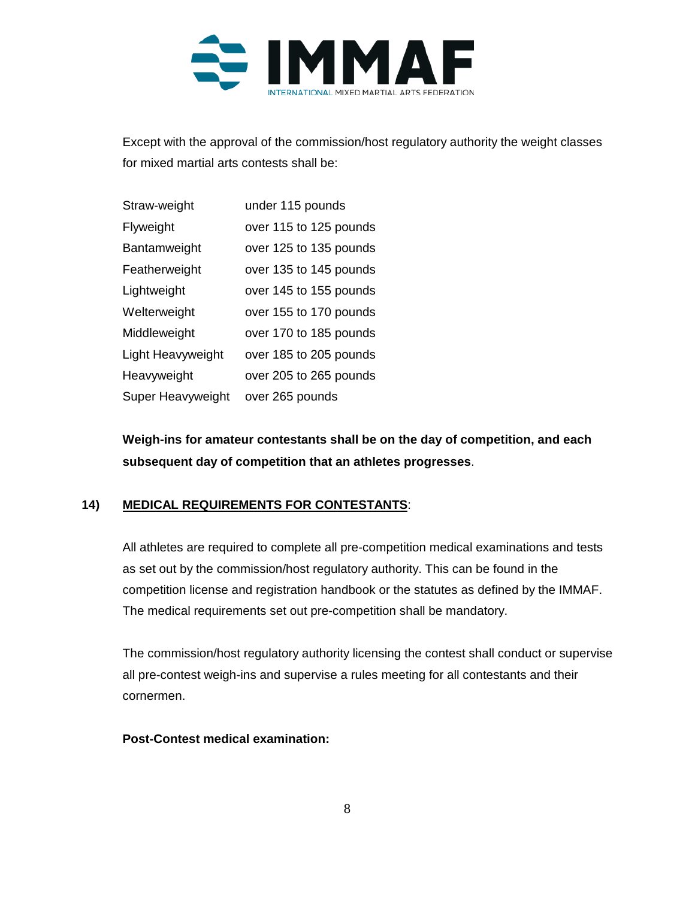Except with the approval of the commission/host regulatory authority the weight classes for mixed martial arts contests shall be:

| | |
|---|---|
| Straw-weight | under 115 pounds |
| Flyweight | over 115 to 125 pounds |
| Bantamweight | over 125 to 135 pounds |
| Featherweight | over 135 to 145 pounds |
| Lightweight | over 145 to 155 pounds |
| Welterweight | over 155 to 170 pounds |
| Middleweight | over 170 to 185 pounds |
| Light Heavyweight | over 185 to 205 pounds |
| Heavyweight | over 205 to 265 pounds |
| Super Heavyweight | over 265 pounds |

**Weigh-ins for amateur contestants shall be on the day of competition, and each subsequent day of competition that an athletes progresses**.

## 14) MEDICAL REQUIREMENTS FOR CONTESTANTS:

All athletes are required to complete all pre-competition medical examinations and tests as set out by the commission/host regulatory authority. This can be found in the competition license and registration handbook or the statutes as defined by the IMMAF. The medical requirements set out pre-competition shall be mandatory.

The commission/host regulatory authority licensing the contest shall conduct or supervise all pre-contest weigh-ins and supervise a rules meeting for all contestants and their cornermen.

**Post-Contest medical examination:**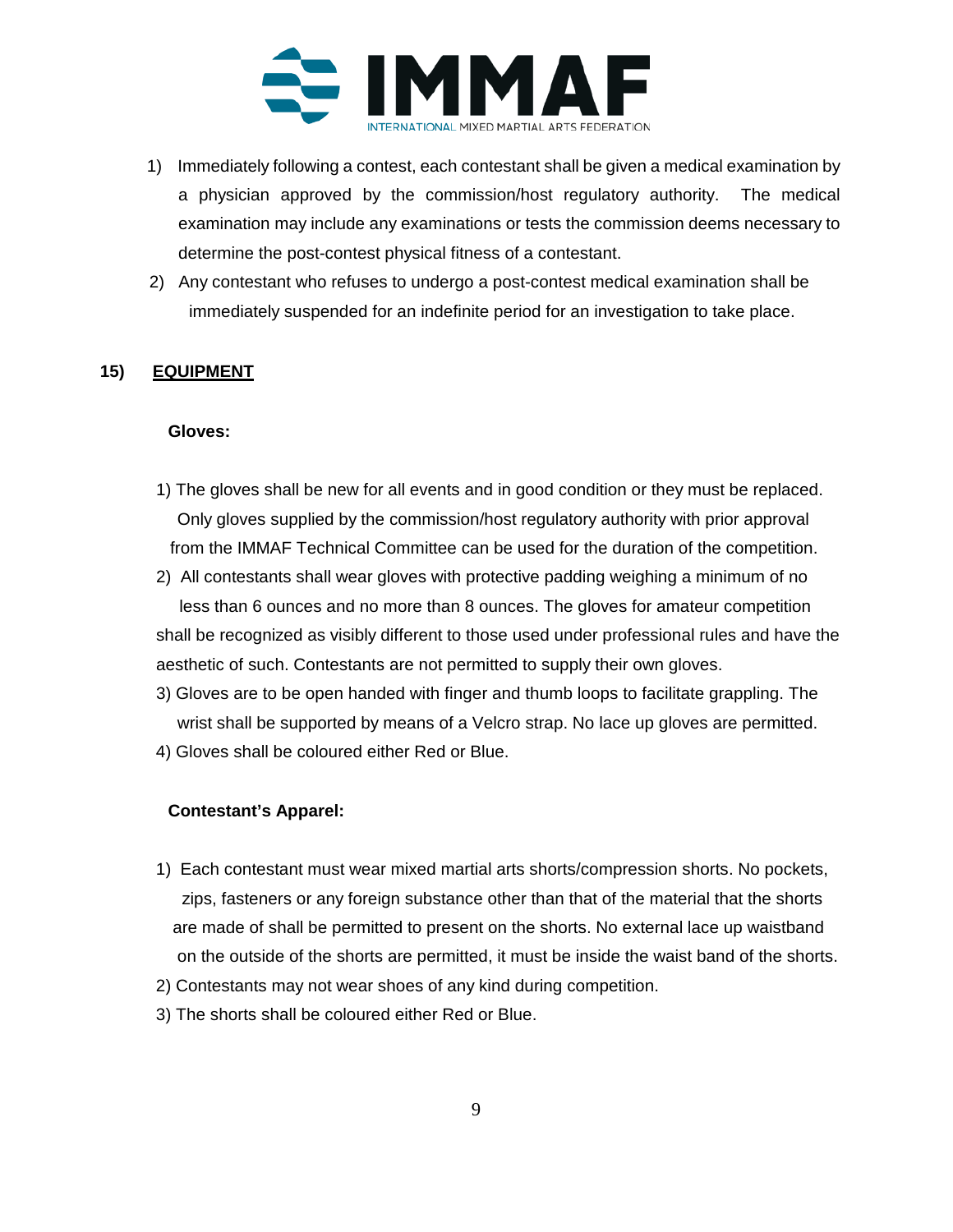1) Immediately following a contest, each contestant shall be given a medical examination by a physician approved by the commission/host regulatory authority. The medical examination may include any examinations or tests the commission deems necessary to determine the post-contest physical fitness of a contestant.
2) Any contestant who refuses to undergo a post-contest medical examination shall be immediately suspended for an indefinite period for an investigation to take place.

## 15) EQUIPMENT

**Gloves:**

1) The gloves shall be new for all events and in good condition or they must be replaced. Only gloves supplied by the commission/host regulatory authority with prior approval from the IMMAF Technical Committee can be used for the duration of the competition.
2) All contestants shall wear gloves with protective padding weighing a minimum of no less than 6 ounces and no more than 8 ounces. The gloves for amateur competition shall be recognized as visibly different to those used under professional rules and have the aesthetic of such. Contestants are not permitted to supply their own gloves.
3) Gloves are to be open handed with finger and thumb loops to facilitate grappling. The wrist shall be supported by means of a Velcro strap. No lace up gloves are permitted.
4) Gloves shall be coloured either Red or Blue.

**Contestant's Apparel:**

1) Each contestant must wear mixed martial arts shorts/compression shorts. No pockets, zips, fasteners or any foreign substance other than that of the material that the shorts are made of shall be permitted to present on the shorts. No external lace up waistband on the outside of the shorts are permitted, it must be inside the waist band of the shorts.
2) Contestants may not wear shoes of any kind during competition.
3) The shorts shall be coloured either Red or Blue.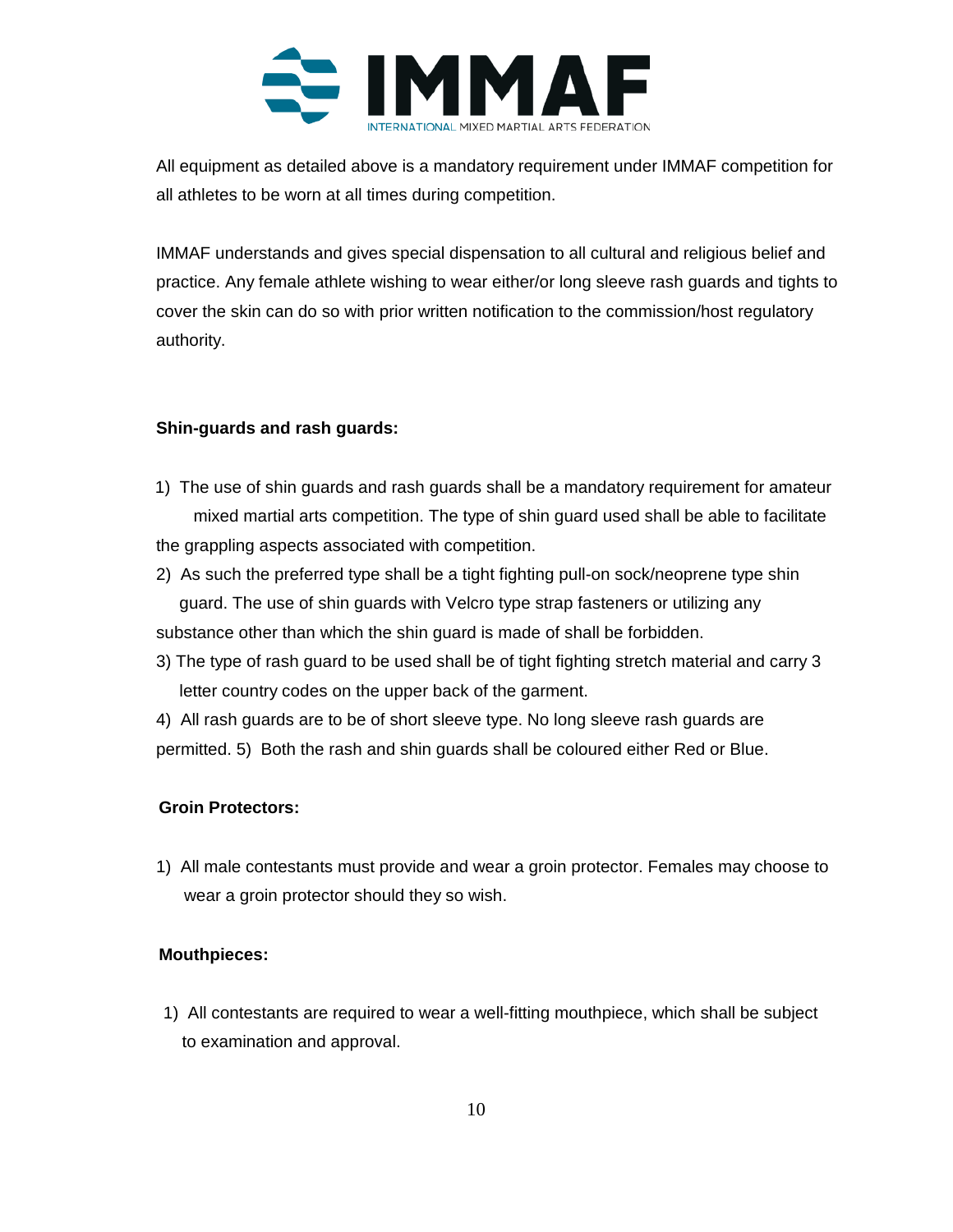All equipment as detailed above is a mandatory requirement under IMMAF competition for all athletes to be worn at all times during competition.

IMMAF understands and gives special dispensation to all cultural and religious belief and practice. Any female athlete wishing to wear either/or long sleeve rash guards and tights to cover the skin can do so with prior written notification to the commission/host regulatory authority.

**Shin-guards and rash guards:**

1) The use of shin guards and rash guards shall be a mandatory requirement for amateur mixed martial arts competition. The type of shin guard used shall be able to facilitate the grappling aspects associated with competition.
2) As such the preferred type shall be a tight fighting pull-on sock/neoprene type shin guard. The use of shin guards with Velcro type strap fasteners or utilizing any substance other than which the shin guard is made of shall be forbidden.
3) The type of rash guard to be used shall be of tight fighting stretch material and carry 3 letter country codes on the upper back of the garment.
4) All rash guards are to be of short sleeve type. No long sleeve rash guards are permitted.
5) Both the rash and shin guards shall be coloured either Red or Blue.

**Groin Protectors:**

1) All male contestants must provide and wear a groin protector. Females may choose to wear a groin protector should they so wish.

**Mouthpieces:**

1) All contestants are required to wear a well-fitting mouthpiece, which shall be subject to examination and approval.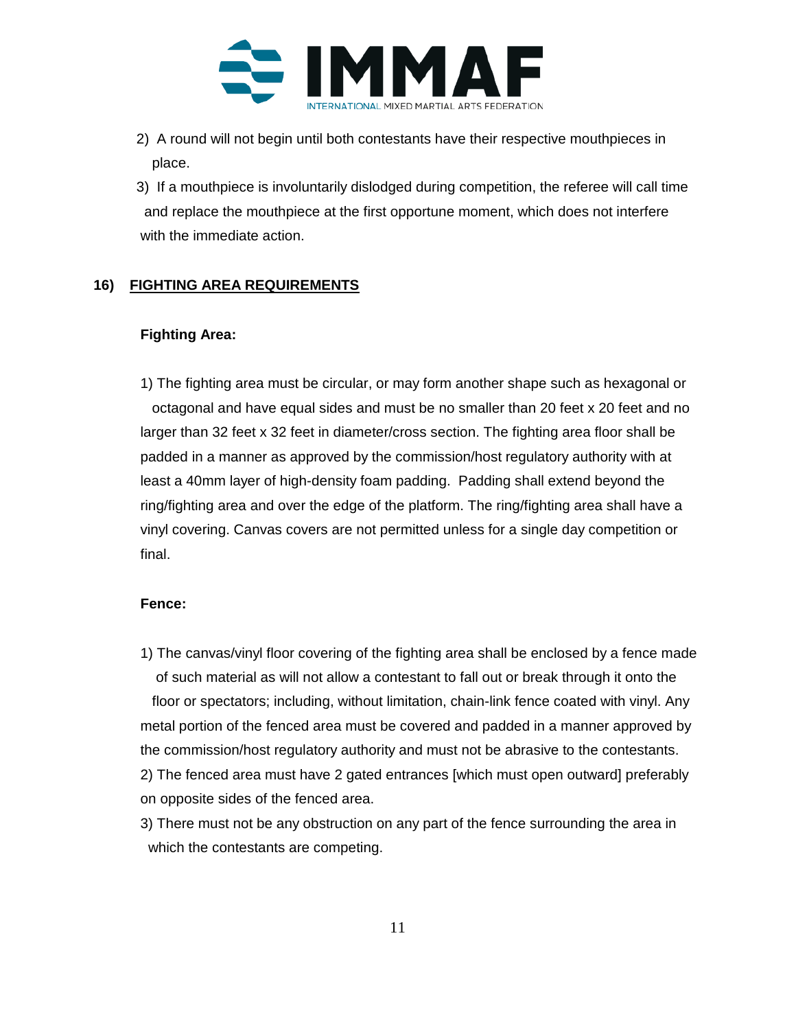2) A round will not begin until both contestants have their respective mouthpieces in place.

3) If a mouthpiece is involuntarily dislodged during competition, the referee will call time and replace the mouthpiece at the first opportune moment, which does not interfere with the immediate action.

## 16) FIGHTING AREA REQUIREMENTS

**Fighting Area:**

1) The fighting area must be circular, or may form another shape such as hexagonal or octagonal and have equal sides and must be no smaller than 20 feet x 20 feet and no larger than 32 feet x 32 feet in diameter/cross section. The fighting area floor shall be padded in a manner as approved by the commission/host regulatory authority with at least a 40mm layer of high-density foam padding. Padding shall extend beyond the ring/fighting area and over the edge of the platform. The ring/fighting area shall have a vinyl covering. Canvas covers are not permitted unless for a single day competition or final.

**Fence:**

1) The canvas/vinyl floor covering of the fighting area shall be enclosed by a fence made of such material as will not allow a contestant to fall out or break through it onto the floor or spectators; including, without limitation, chain-link fence coated with vinyl. Any metal portion of the fenced area must be covered and padded in a manner approved by the commission/host regulatory authority and must not be abrasive to the contestants.

2) The fenced area must have 2 gated entrances [which must open outward] preferably on opposite sides of the fenced area.

3) There must not be any obstruction on any part of the fence surrounding the area in which the contestants are competing.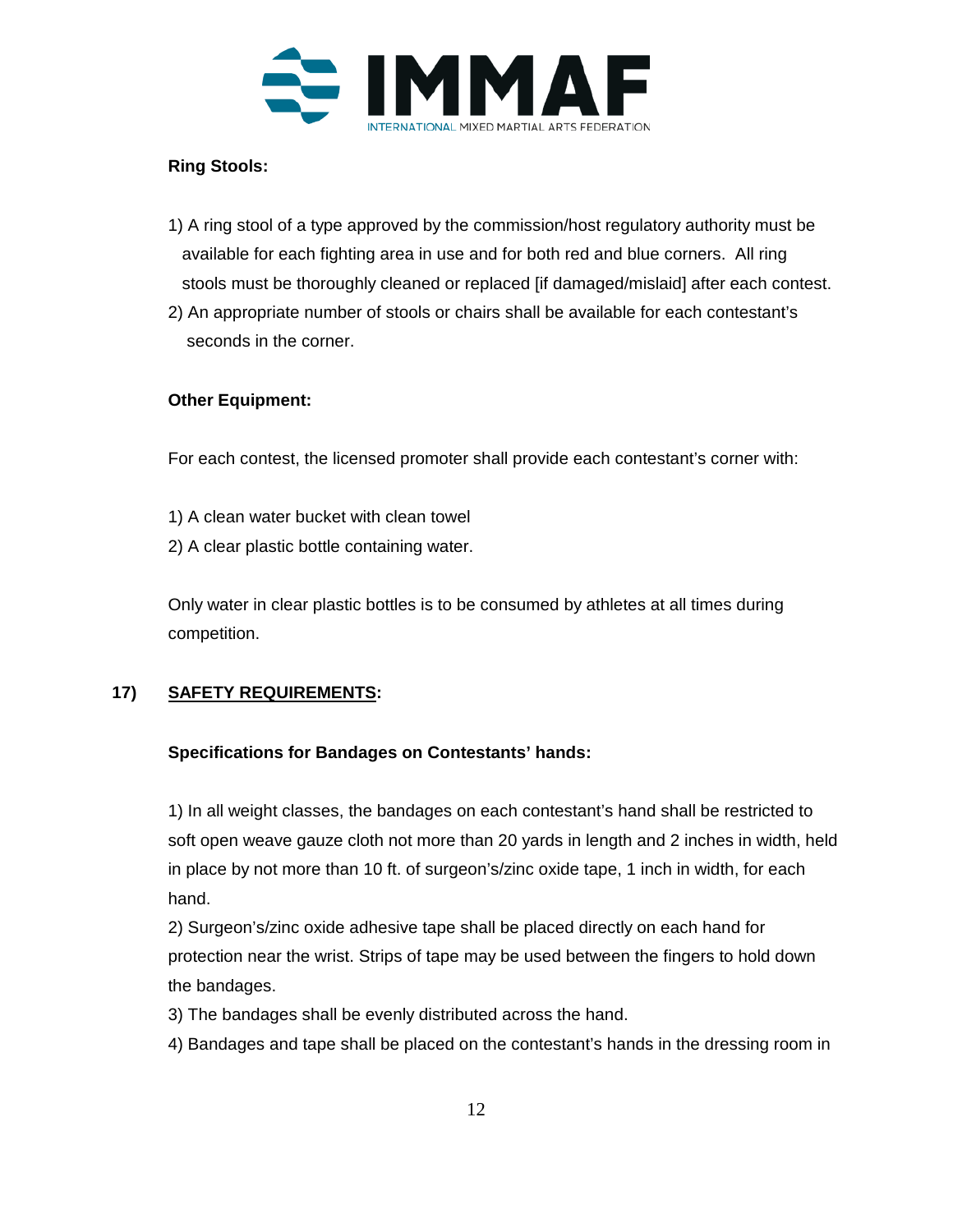**Ring Stools:**

1) A ring stool of a type approved by the commission/host regulatory authority must be available for each fighting area in use and for both red and blue corners. All ring stools must be thoroughly cleaned or replaced [if damaged/mislaid] after each contest.
2) An appropriate number of stools or chairs shall be available for each contestant's seconds in the corner.

**Other Equipment:**

For each contest, the licensed promoter shall provide each contestant's corner with:

1) A clean water bucket with clean towel
2) A clear plastic bottle containing water.

Only water in clear plastic bottles is to be consumed by athletes at all times during competition.

## 17) <u>SAFETY REQUIREMENTS</u>:

**Specifications for Bandages on Contestants' hands:**

1) In all weight classes, the bandages on each contestant's hand shall be restricted to soft open weave gauze cloth not more than 20 yards in length and 2 inches in width, held in place by not more than 10 ft. of surgeon's/zinc oxide tape, 1 inch in width, for each hand.
2) Surgeon's/zinc oxide adhesive tape shall be placed directly on each hand for protection near the wrist. Strips of tape may be used between the fingers to hold down the bandages.
3) The bandages shall be evenly distributed across the hand.
4) Bandages and tape shall be placed on the contestant's hands in the dressing room in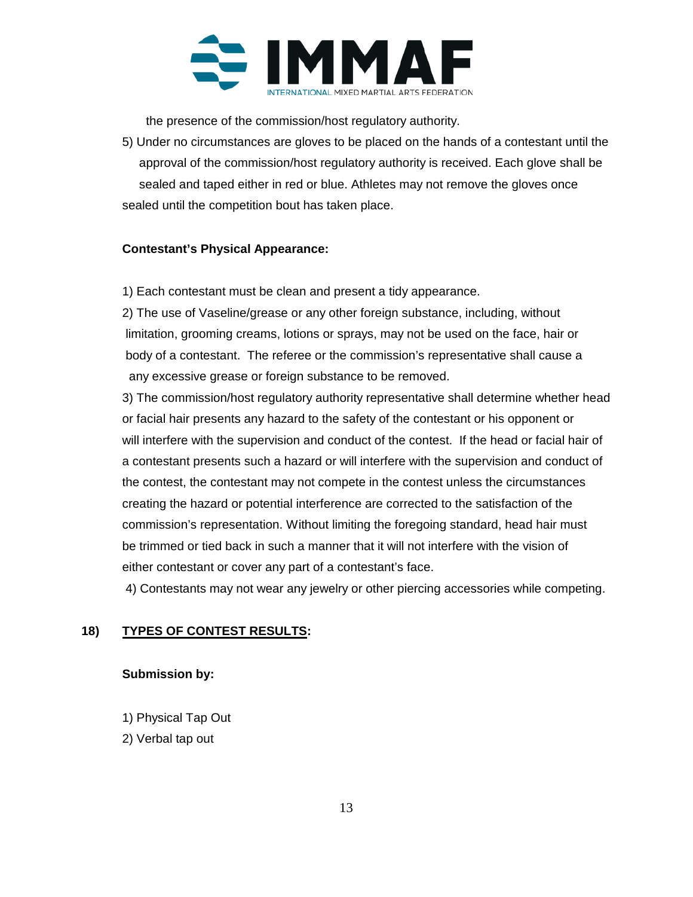the presence of the commission/host regulatory authority.

5) Under no circumstances are gloves to be placed on the hands of a contestant until the approval of the commission/host regulatory authority is received. Each glove shall be sealed and taped either in red or blue. Athletes may not remove the gloves once sealed until the competition bout has taken place.

**Contestant's Physical Appearance:**

1) Each contestant must be clean and present a tidy appearance.

2) The use of Vaseline/grease or any other foreign substance, including, without limitation, grooming creams, lotions or sprays, may not be used on the face, hair or body of a contestant. The referee or the commission's representative shall cause a any excessive grease or foreign substance to be removed.

3) The commission/host regulatory authority representative shall determine whether head or facial hair presents any hazard to the safety of the contestant or his opponent or will interfere with the supervision and conduct of the contest. If the head or facial hair of a contestant presents such a hazard or will interfere with the supervision and conduct of the contest, the contestant may not compete in the contest unless the circumstances creating the hazard or potential interference are corrected to the satisfaction of the commission's representation. Without limiting the foregoing standard, head hair must be trimmed or tied back in such a manner that it will not interfere with the vision of either contestant or cover any part of a contestant's face.

4) Contestants may not wear any jewelry or other piercing accessories while competing.

## 18) <u>TYPES OF CONTEST RESULTS</u>:

**Submission by:**

1) Physical Tap Out
2) Verbal tap out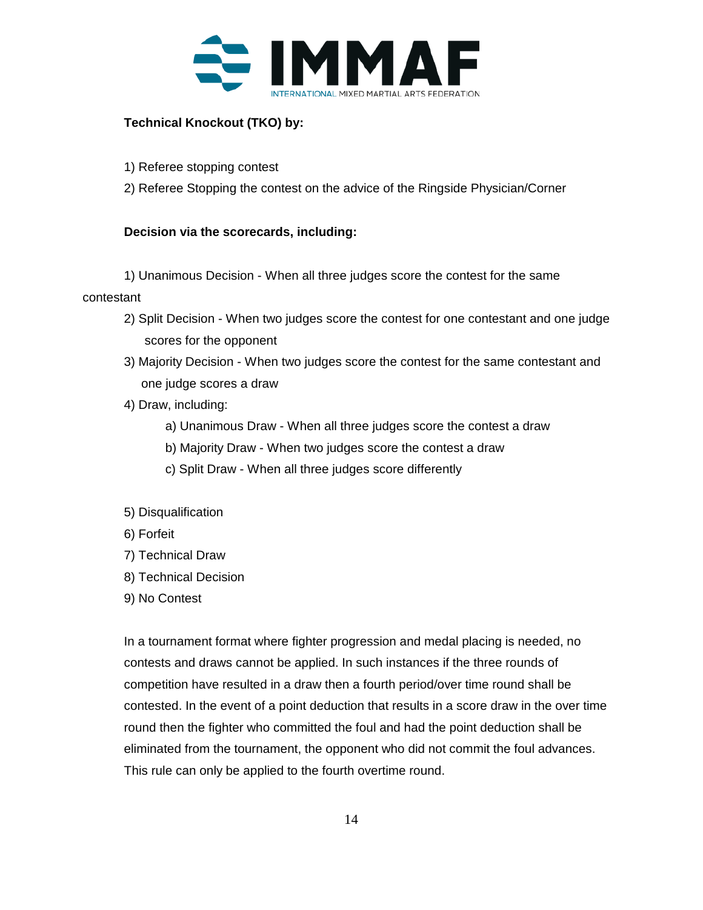**Technical Knockout (TKO) by:**

1) Referee stopping contest
2) Referee Stopping the contest on the advice of the Ringside Physician/Corner

**Decision via the scorecards, including:**

1) Unanimous Decision - When all three judges score the contest for the same contestant
2) Split Decision - When two judges score the contest for one contestant and one judge scores for the opponent
3) Majority Decision - When two judges score the contest for the same contestant and one judge scores a draw
4) Draw, including:
    a) Unanimous Draw - When all three judges score the contest a draw
    b) Majority Draw - When two judges score the contest a draw
    c) Split Draw - When all three judges score differently

5) Disqualification
6) Forfeit
7) Technical Draw
8) Technical Decision
9) No Contest

In a tournament format where fighter progression and medal placing is needed, no contests and draws cannot be applied. In such instances if the three rounds of competition have resulted in a draw then a fourth period/over time round shall be contested. In the event of a point deduction that results in a score draw in the over time round then the fighter who committed the foul and had the point deduction shall be eliminated from the tournament, the opponent who did not commit the foul advances. This rule can only be applied to the fourth overtime round.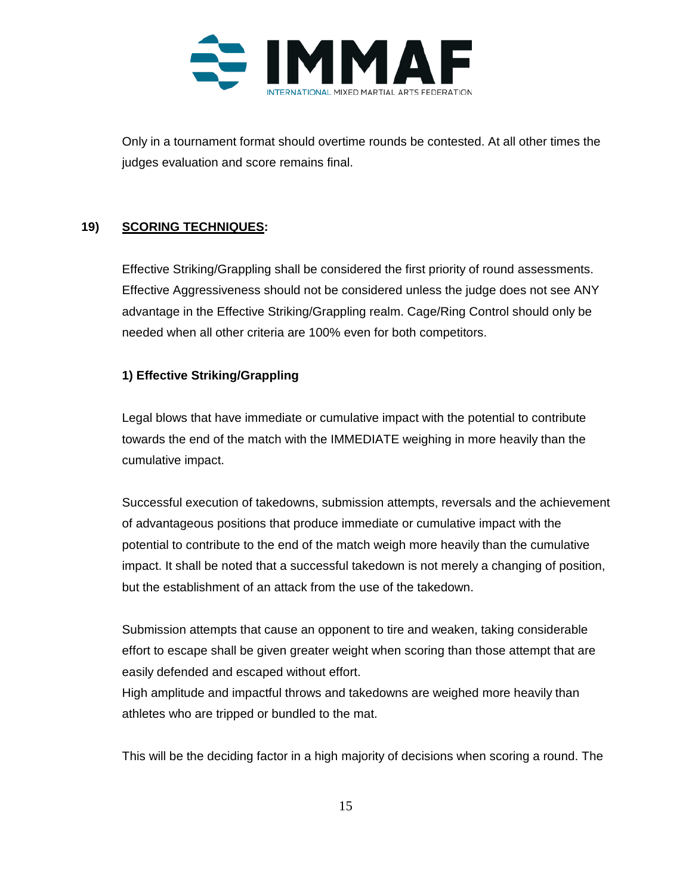Only in a tournament format should overtime rounds be contested. At all other times the judges evaluation and score remains final.

## 19) <u>SCORING TECHNIQUES</u>:

Effective Striking/Grappling shall be considered the first priority of round assessments. Effective Aggressiveness should not be considered unless the judge does not see ANY advantage in the Effective Striking/Grappling realm. Cage/Ring Control should only be needed when all other criteria are 100% even for both competitors.

**1) Effective Striking/Grappling**

Legal blows that have immediate or cumulative impact with the potential to contribute towards the end of the match with the IMMEDIATE weighing in more heavily than the cumulative impact.

Successful execution of takedowns, submission attempts, reversals and the achievement of advantageous positions that produce immediate or cumulative impact with the potential to contribute to the end of the match weigh more heavily than the cumulative impact. It shall be noted that a successful takedown is not merely a changing of position, but the establishment of an attack from the use of the takedown.

Submission attempts that cause an opponent to tire and weaken, taking considerable effort to escape shall be given greater weight when scoring than those attempt that are easily defended and escaped without effort.
High amplitude and impactful throws and takedowns are weighed more heavily than athletes who are tripped or bundled to the mat.

This will be the deciding factor in a high majority of decisions when scoring a round. The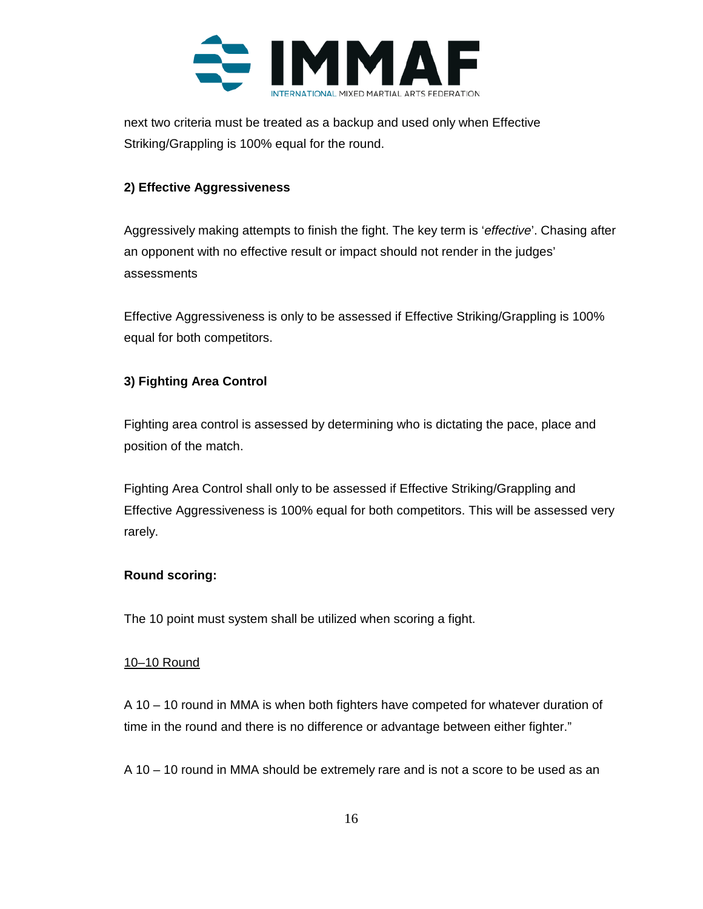next two criteria must be treated as a backup and used only when Effective Striking/Grappling is 100% equal for the round.

**2) Effective Aggressiveness**

Aggressively making attempts to finish the fight. The key term is '*effective*'. Chasing after an opponent with no effective result or impact should not render in the judges' assessments

Effective Aggressiveness is only to be assessed if Effective Striking/Grappling is 100% equal for both competitors.

**3) Fighting Area Control**

Fighting area control is assessed by determining who is dictating the pace, place and position of the match.

Fighting Area Control shall only to be assessed if Effective Striking/Grappling and Effective Aggressiveness is 100% equal for both competitors. This will be assessed very rarely.

**Round scoring:**

The 10 point must system shall be utilized when scoring a fight.

<u>10–10 Round</u>

A 10 – 10 round in MMA is when both fighters have competed for whatever duration of time in the round and there is no difference or advantage between either fighter."

A 10 – 10 round in MMA should be extremely rare and is not a score to be used as an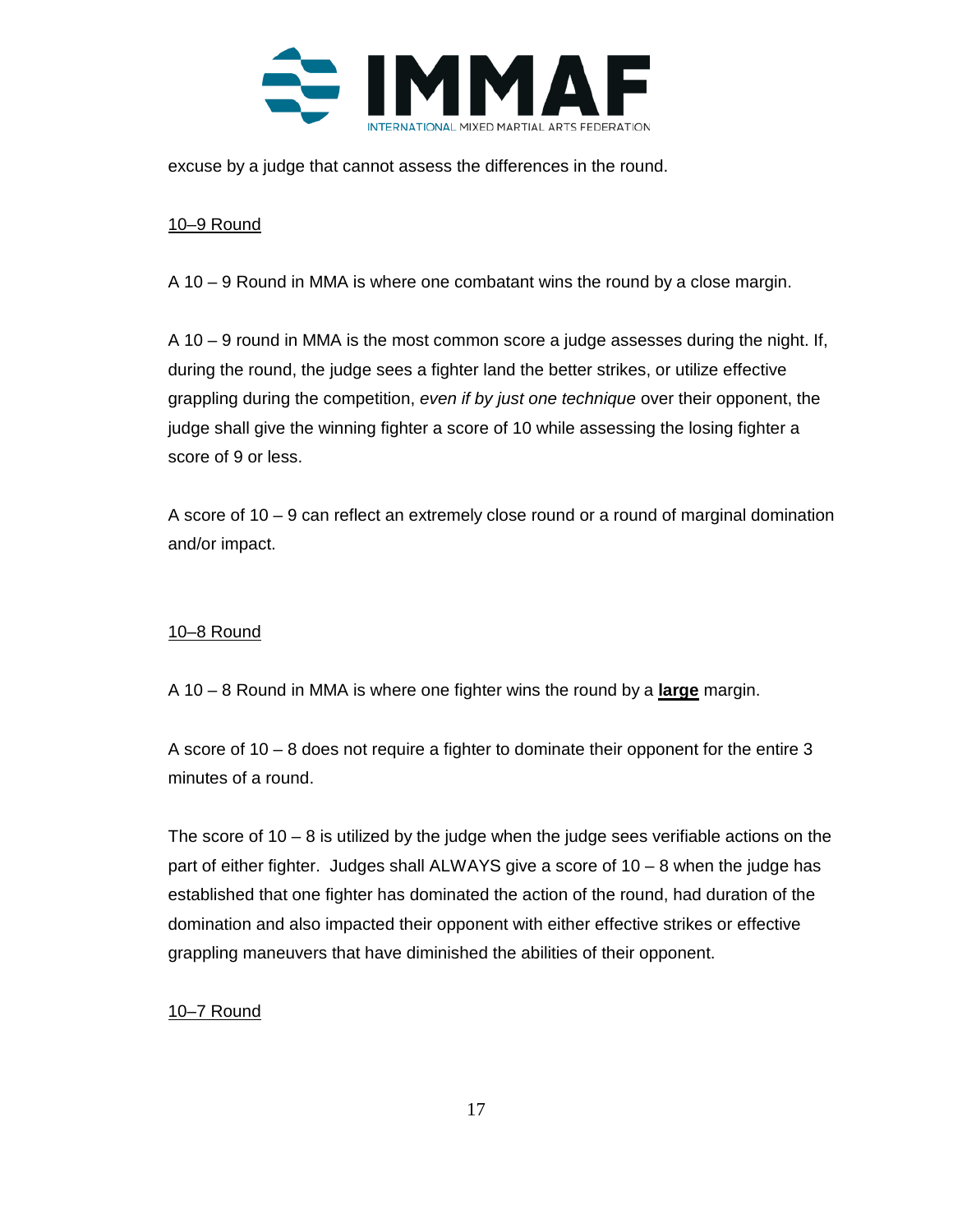excuse by a judge that cannot assess the differences in the round.

<u>10–9 Round</u>

A 10 – 9 Round in MMA is where one combatant wins the round by a close margin.

A 10 – 9 round in MMA is the most common score a judge assesses during the night. If, during the round, the judge sees a fighter land the better strikes, or utilize effective grappling during the competition, *even if by just one technique* over their opponent, the judge shall give the winning fighter a score of 10 while assessing the losing fighter a score of 9 or less.

A score of 10 – 9 can reflect an extremely close round or a round of marginal domination and/or impact.

<u>10–8 Round</u>

A 10 – 8 Round in MMA is where one fighter wins the round by a **<u>large</u>** margin.

A score of 10 – 8 does not require a fighter to dominate their opponent for the entire 3 minutes of a round.

The score of 10 – 8 is utilized by the judge when the judge sees verifiable actions on the part of either fighter.  Judges shall ALWAYS give a score of 10 – 8 when the judge has established that one fighter has dominated the action of the round, had duration of the domination and also impacted their opponent with either effective strikes or effective grappling maneuvers that have diminished the abilities of their opponent.

<u>10–7 Round</u>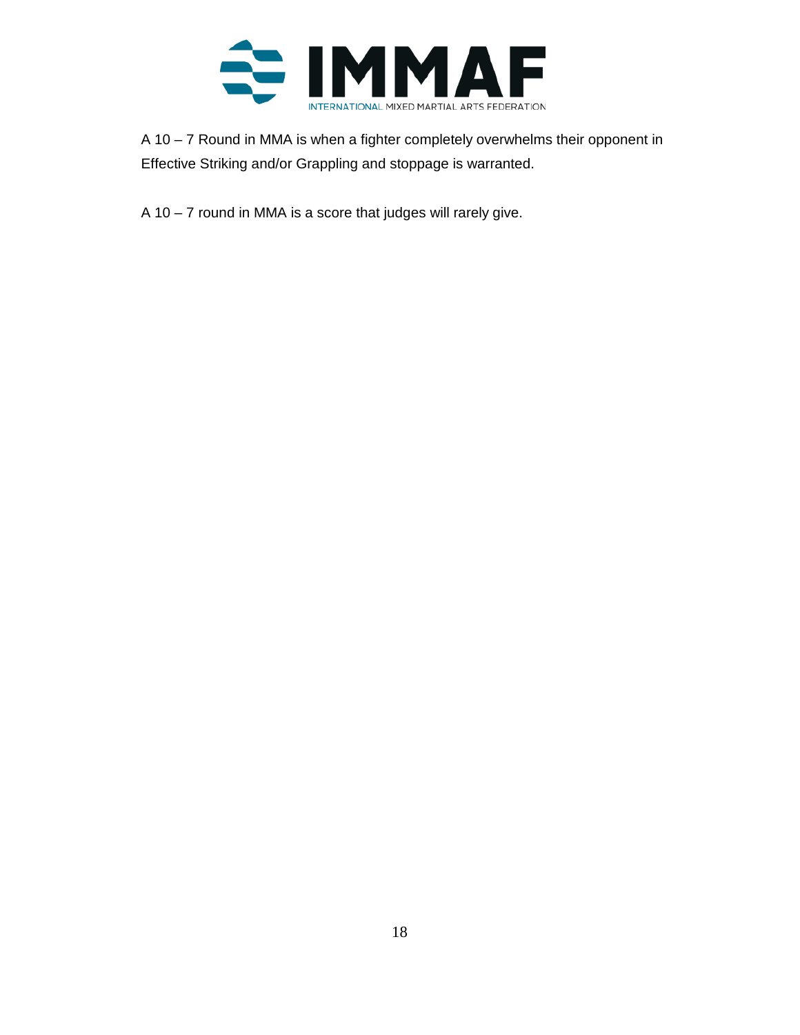A 10 – 7 Round in MMA is when a fighter completely overwhelms their opponent in Effective Striking and/or Grappling and stoppage is warranted.

A 10 – 7 round in MMA is a score that judges will rarely give.